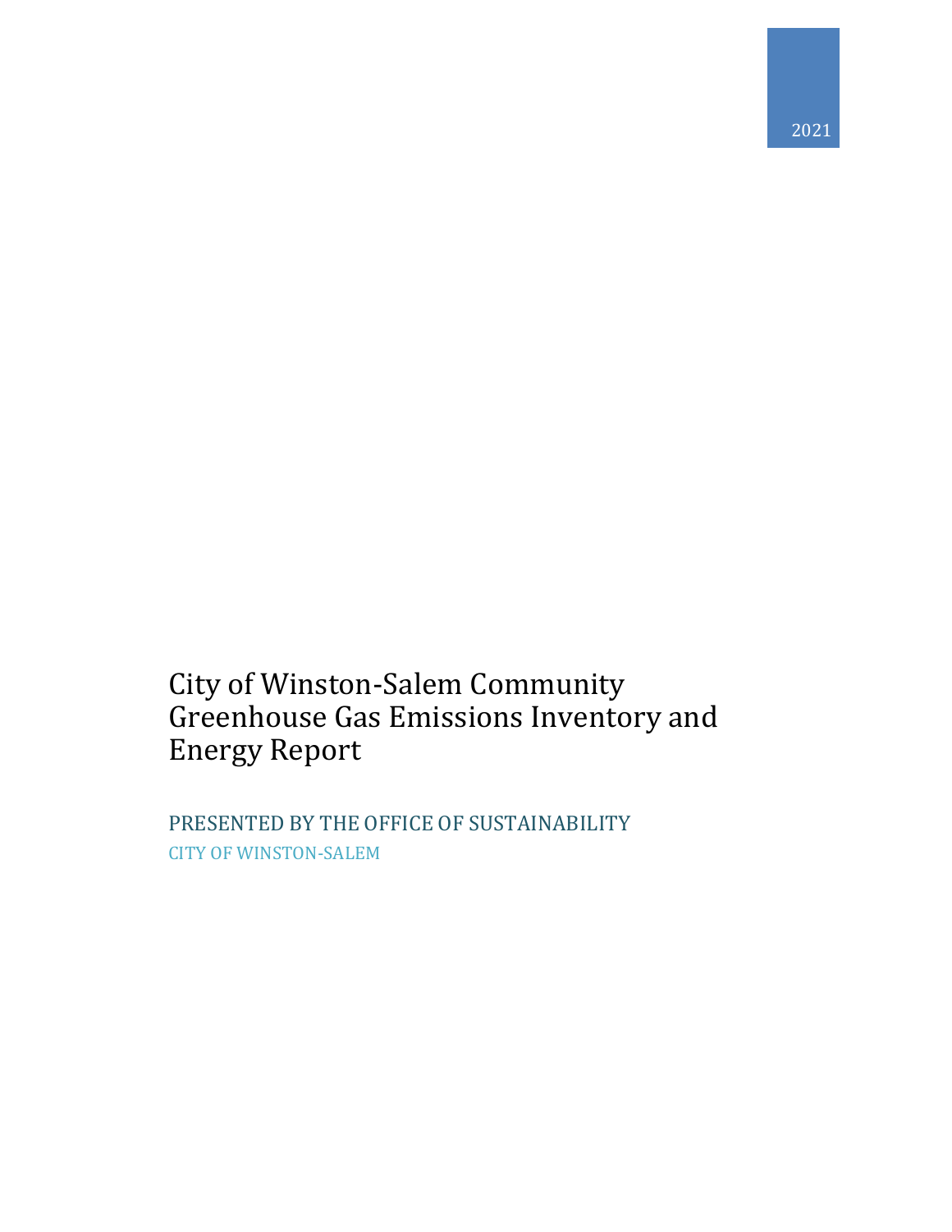2021

# City of Winston-Salem Community Greenhouse Gas Emissions Inventory and Energy Report

PRESENTED BY THE OFFICE OF SUSTAINABILITY

CITY OF WINSTON-SALEM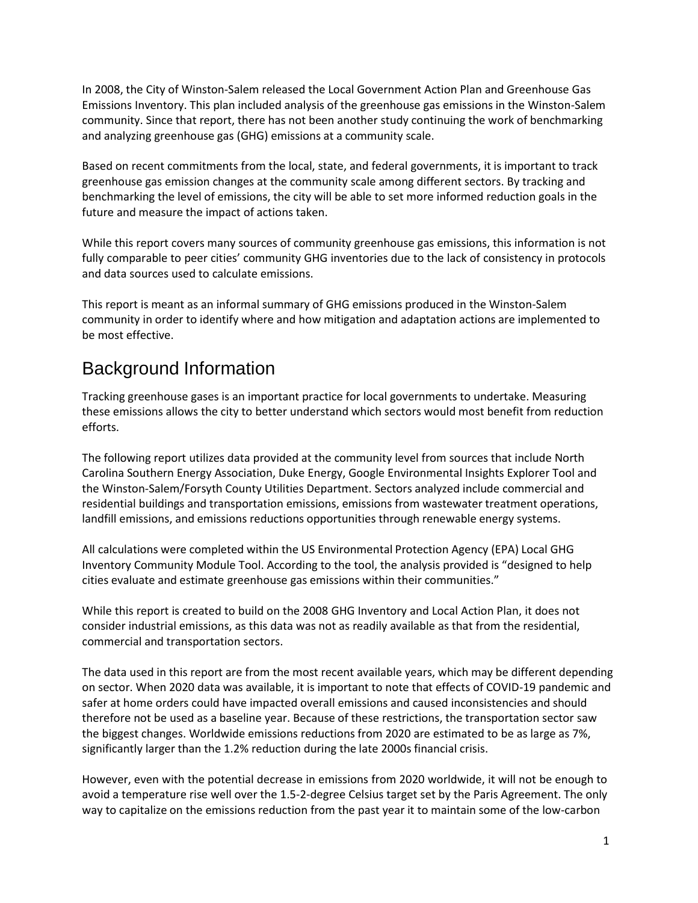In 2008, the City of Winston-Salem released the Local Government Action Plan and Greenhouse Gas Emissions Inventory. This plan included analysis of the greenhouse gas emissions in the Winston-Salem community. Since that report, there has not been another study continuing the work of benchmarking and analyzing greenhouse gas (GHG) emissions at a community scale.

Based on recent commitments from the local, state, and federal governments, it is important to track greenhouse gas emission changes at the community scale among different sectors. By tracking and benchmarking the level of emissions, the city will be able to set more informed reduction goals in the future and measure the impact of actions taken.

While this report covers many sources of community greenhouse gas emissions, this information is not fully comparable to peer cities' community GHG inventories due to the lack of consistency in protocols and data sources used to calculate emissions.

This report is meant as an informal summary of GHG emissions produced in the Winston-Salem community in order to identify where and how mitigation and adaptation actions are implemented to be most effective.

## Background Information

Tracking greenhouse gases is an important practice for local governments to undertake. Measuring these emissions allows the city to better understand which sectors would most benefit from reduction efforts.

The following report utilizes data provided at the community level from sources that include North Carolina Southern Energy Association, Duke Energy, Google Environmental Insights Explorer Tool and the Winston-Salem/Forsyth County Utilities Department. Sectors analyzed include commercial and residential buildings and transportation emissions, emissions from wastewater treatment operations, landfill emissions, and emissions reductions opportunities through renewable energy systems.

All calculations were completed within the US Environmental Protection Agency (EPA) Local GHG Inventory Community Module Tool. According to the tool, the analysis provided is "designed to help cities evaluate and estimate greenhouse gas emissions within their communities."

While this report is created to build on the 2008 GHG Inventory and Local Action Plan, it does not consider industrial emissions, as this data was not as readily available as that from the residential, commercial and transportation sectors.

The data used in this report are from the most recent available years, which may be different depending on sector. When 2020 data was available, it is important to note that effects of COVID-19 pandemic and safer at home orders could have impacted overall emissions and caused inconsistencies and should therefore not be used as a baseline year. Because of these restrictions, the transportation sector saw the biggest changes. Worldwide emissions reductions from 2020 are estimated to be as large as 7%, significantly larger than the 1.2% reduction during the late 2000s financial crisis.

However, even with the potential decrease in emissions from 2020 worldwide, it will not be enough to avoid a temperature rise well over the 1.5-2-degree Celsius target set by the Paris Agreement. The only way to capitalize on the emissions reduction from the past year it to maintain some of the low-carbon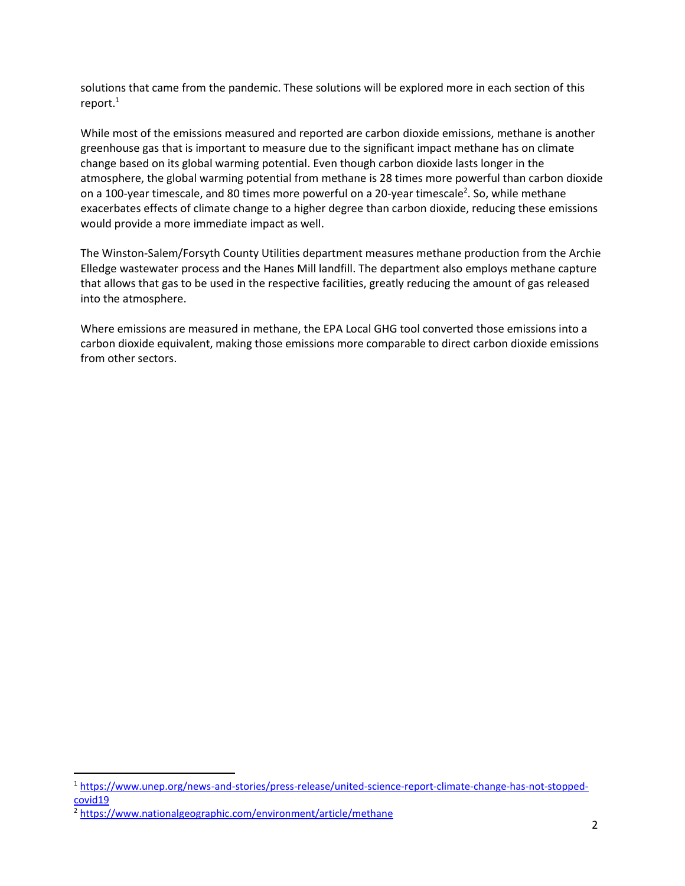solutions that came from the pandemic. These solutions will be explored more in each section of this report.[1]

While most of the emissions measured and reported are carbon dioxide emissions, methane is another greenhouse gas that is important to measure due to the significant impact methane has on climate change based on its global warming potential. Even though carbon dioxide lasts longer in the atmosphere, the global warming potential from methane is 28 times more powerful than carbon dioxide on a 100-year timescale, and 80 times more powerful on a 20-year timescale[2]. So, while methane exacerbates effects of climate change to a higher degree than carbon dioxide, reducing these emissions would provide a more immediate impact as well.

The Winston-Salem/Forsyth County Utilities department measures methane production from the Archie Elledge wastewater process and the Hanes Mill landfill. The department also employs methane capture that allows that gas to be used in the respective facilities, greatly reducing the amount of gas released into the atmosphere.

Where emissions are measured in methane, the EPA Local GHG tool converted those emissions into a carbon dioxide equivalent, making those emissions more comparable to direct carbon dioxide emissions from other sectors.

---

[1] https://www.unep.org/news-and-stories/press-release/united-science-report-climate-change-has-not-stopped-covid19

[2] https://www.nationalgeographic.com/environment/article/methane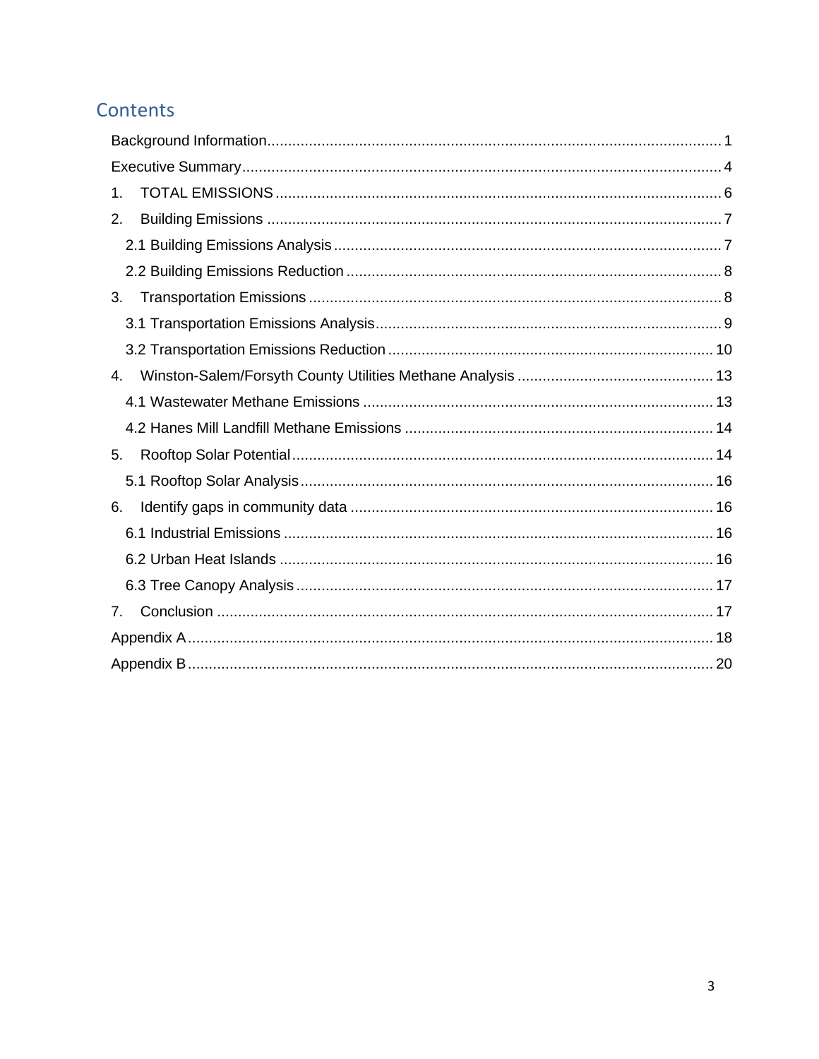# Contents

- Background Information ........ 1
- Executive Summary ........ 4
- 1. TOTAL EMISSIONS ........ 6
- 2. Building Emissions ........ 7
  - 2.1 Building Emissions Analysis ........ 7
  - 2.2 Building Emissions Reduction ........ 8
- 3. Transportation Emissions ........ 8
  - 3.1 Transportation Emissions Analysis ........ 9
  - 3.2 Transportation Emissions Reduction ........ 10
- 4. Winston-Salem/Forsyth County Utilities Methane Analysis ........ 13
  - 4.1 Wastewater Methane Emissions ........ 13
  - 4.2 Hanes Mill Landfill Methane Emissions ........ 14
- 5. Rooftop Solar Potential ........ 14
  - 5.1 Rooftop Solar Analysis ........ 16
- 6. Identify gaps in community data ........ 16
  - 6.1 Industrial Emissions ........ 16
  - 6.2 Urban Heat Islands ........ 16
  - 6.3 Tree Canopy Analysis ........ 17
- 7. Conclusion ........ 17
- Appendix A ........ 18
- Appendix B ........ 20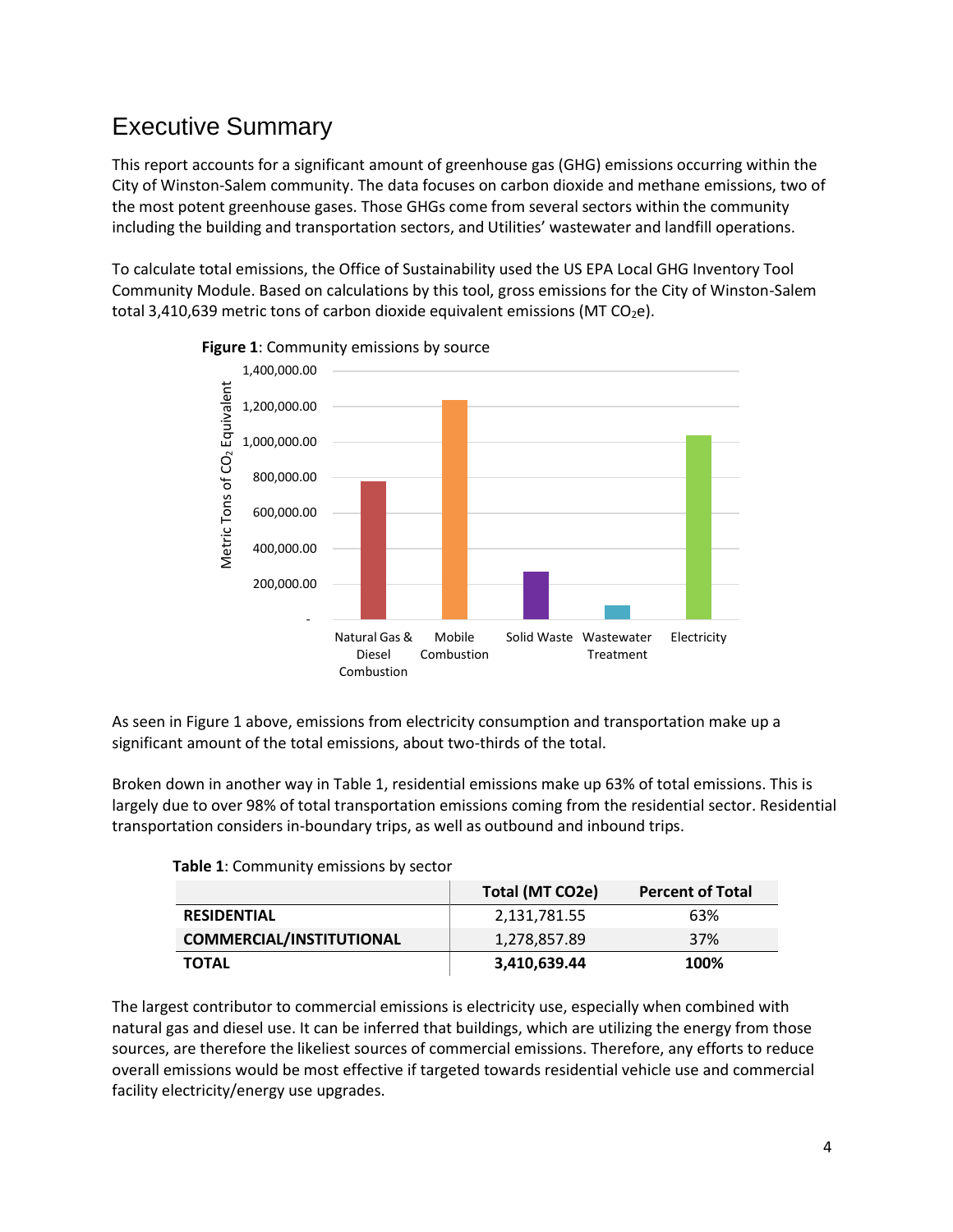# Executive Summary

This report accounts for a significant amount of greenhouse gas (GHG) emissions occurring within the City of Winston-Salem community. The data focuses on carbon dioxide and methane emissions, two of the most potent greenhouse gases. Those GHGs come from several sectors within the community including the building and transportation sectors, and Utilities' wastewater and landfill operations.

To calculate total emissions, the Office of Sustainability used the US EPA Local GHG Inventory Tool Community Module. Based on calculations by this tool, gross emissions for the City of Winston-Salem total 3,410,639 metric tons of carbon dioxide equivalent emissions (MT $CO_2e$).

**Figure 1**: Community emissions by source

As seen in Figure 1 above, emissions from electricity consumption and transportation make up a significant amount of the total emissions, about two-thirds of the total.

Broken down in another way in Table 1, residential emissions make up 63% of total emissions. This is largely due to over 98% of total transportation emissions coming from the residential sector. Residential transportation considers in-boundary trips, as well as outbound and inbound trips.

**Table 1**: Community emissions by sector

| | Total (MT CO2e) | Percent of Total |
|---|---|---|
| **RESIDENTIAL** | 2,131,781.55 | 63% |
| **COMMERCIAL/INSTITUTIONAL** | 1,278,857.89 | 37% |
| **TOTAL** | **3,410,639.44** | **100%** |

The largest contributor to commercial emissions is electricity use, especially when combined with natural gas and diesel use. It can be inferred that buildings, which are utilizing the energy from those sources, are therefore the likeliest sources of commercial emissions. Therefore, any efforts to reduce overall emissions would be most effective if targeted towards residential vehicle use and commercial facility electricity/energy use upgrades.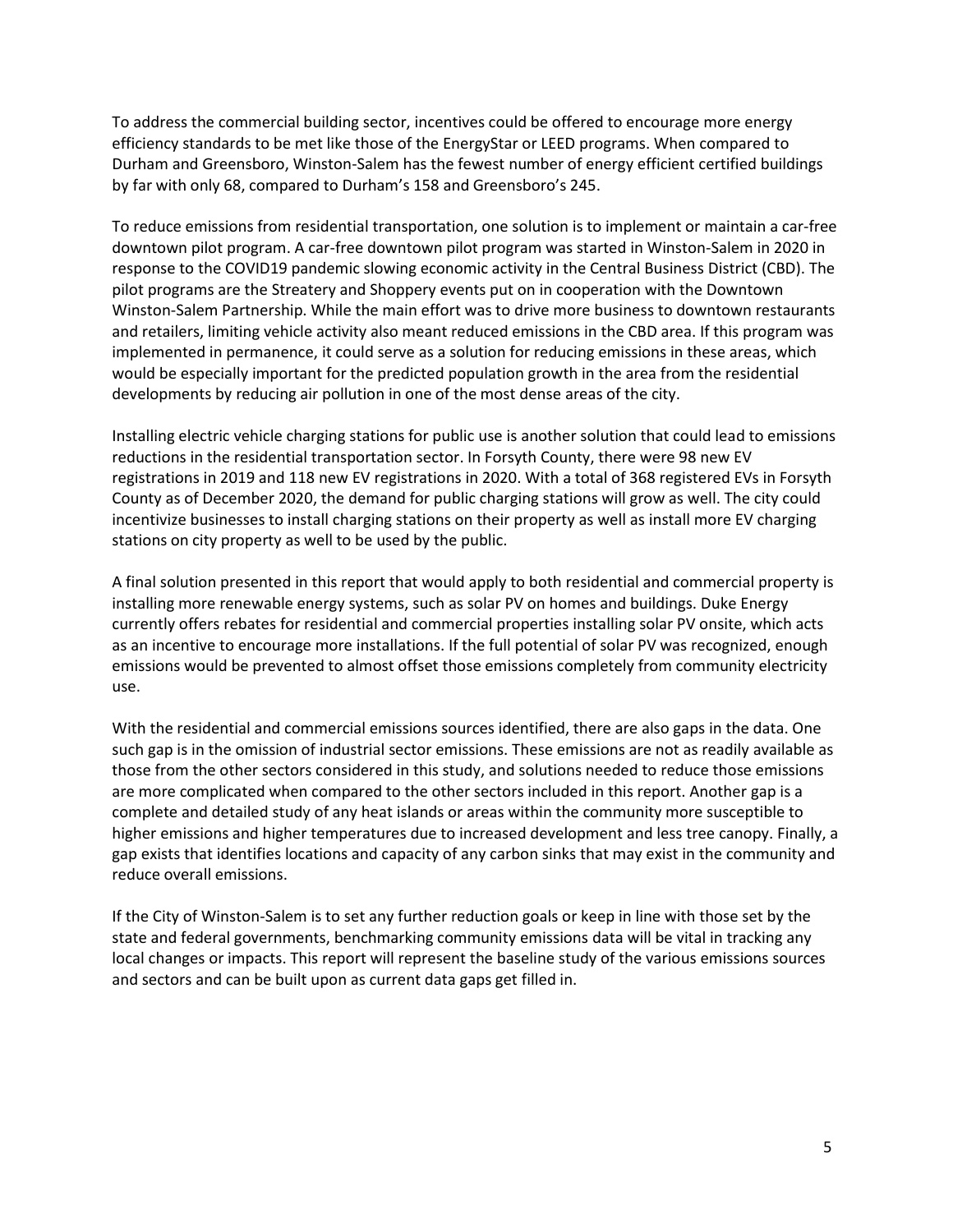To address the commercial building sector, incentives could be offered to encourage more energy efficiency standards to be met like those of the EnergyStar or LEED programs. When compared to Durham and Greensboro, Winston-Salem has the fewest number of energy efficient certified buildings by far with only 68, compared to Durham's 158 and Greensboro's 245.

To reduce emissions from residential transportation, one solution is to implement or maintain a car-free downtown pilot program. A car-free downtown pilot program was started in Winston-Salem in 2020 in response to the COVID19 pandemic slowing economic activity in the Central Business District (CBD). The pilot programs are the Streatery and Shoppery events put on in cooperation with the Downtown Winston-Salem Partnership. While the main effort was to drive more business to downtown restaurants and retailers, limiting vehicle activity also meant reduced emissions in the CBD area. If this program was implemented in permanence, it could serve as a solution for reducing emissions in these areas, which would be especially important for the predicted population growth in the area from the residential developments by reducing air pollution in one of the most dense areas of the city.

Installing electric vehicle charging stations for public use is another solution that could lead to emissions reductions in the residential transportation sector. In Forsyth County, there were 98 new EV registrations in 2019 and 118 new EV registrations in 2020. With a total of 368 registered EVs in Forsyth County as of December 2020, the demand for public charging stations will grow as well. The city could incentivize businesses to install charging stations on their property as well as install more EV charging stations on city property as well to be used by the public.

A final solution presented in this report that would apply to both residential and commercial property is installing more renewable energy systems, such as solar PV on homes and buildings. Duke Energy currently offers rebates for residential and commercial properties installing solar PV onsite, which acts as an incentive to encourage more installations. If the full potential of solar PV was recognized, enough emissions would be prevented to almost offset those emissions completely from community electricity use.

With the residential and commercial emissions sources identified, there are also gaps in the data. One such gap is in the omission of industrial sector emissions. These emissions are not as readily available as those from the other sectors considered in this study, and solutions needed to reduce those emissions are more complicated when compared to the other sectors included in this report. Another gap is a complete and detailed study of any heat islands or areas within the community more susceptible to higher emissions and higher temperatures due to increased development and less tree canopy. Finally, a gap exists that identifies locations and capacity of any carbon sinks that may exist in the community and reduce overall emissions.

If the City of Winston-Salem is to set any further reduction goals or keep in line with those set by the state and federal governments, benchmarking community emissions data will be vital in tracking any local changes or impacts. This report will represent the baseline study of the various emissions sources and sectors and can be built upon as current data gaps get filled in.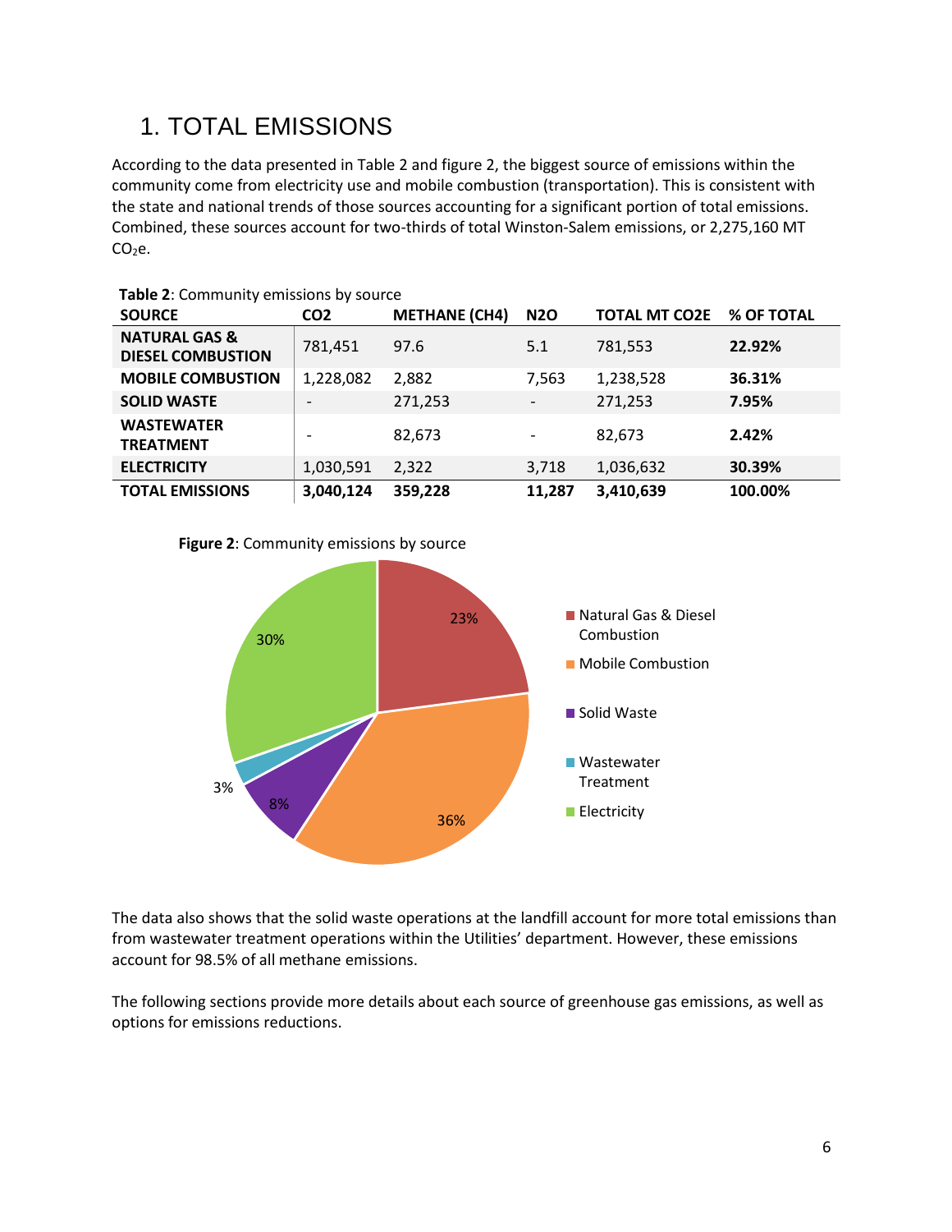# 1. TOTAL EMISSIONS

According to the data presented in Table 2 and figure 2, the biggest source of emissions within the community come from electricity use and mobile combustion (transportation). This is consistent with the state and national trends of those sources accounting for a significant portion of total emissions. Combined, these sources account for two-thirds of total Winston-Salem emissions, or 2,275,160 MT $CO_2$e.

**Table 2**: Community emissions by source

| SOURCE | CO2 | METHANE (CH4) | N2O | TOTAL MT CO2E | % OF TOTAL |
|---|---|---|---|---|---|
| **NATURAL GAS & DIESEL COMBUSTION** | 781,451 | 97.6 | 5.1 | 781,553 | **22.92%** |
| **MOBILE COMBUSTION** | 1,228,082 | 2,882 | 7,563 | 1,238,528 | **36.31%** |
| **SOLID WASTE** | - | 271,253 | - | 271,253 | **7.95%** |
| **WASTEWATER TREATMENT** | - | 82,673 | - | 82,673 | **2.42%** |
| **ELECTRICITY** | 1,030,591 | 2,322 | 3,718 | 1,036,632 | **30.39%** |
| **TOTAL EMISSIONS** | **3,040,124** | **359,228** | **11,287** | **3,410,639** | **100.00%** |

**Figure 2**: Community emissions by source

| Source | % |
|---|---|
| Natural Gas & Diesel Combustion | 23% |
| Mobile Combustion | 36% |
| Solid Waste | 8% |
| Wastewater Treatment | 3% |
| Electricity | 30% |

The data also shows that the solid waste operations at the landfill account for more total emissions than from wastewater treatment operations within the Utilities' department. However, these emissions account for 98.5% of all methane emissions.

The following sections provide more details about each source of greenhouse gas emissions, as well as options for emissions reductions.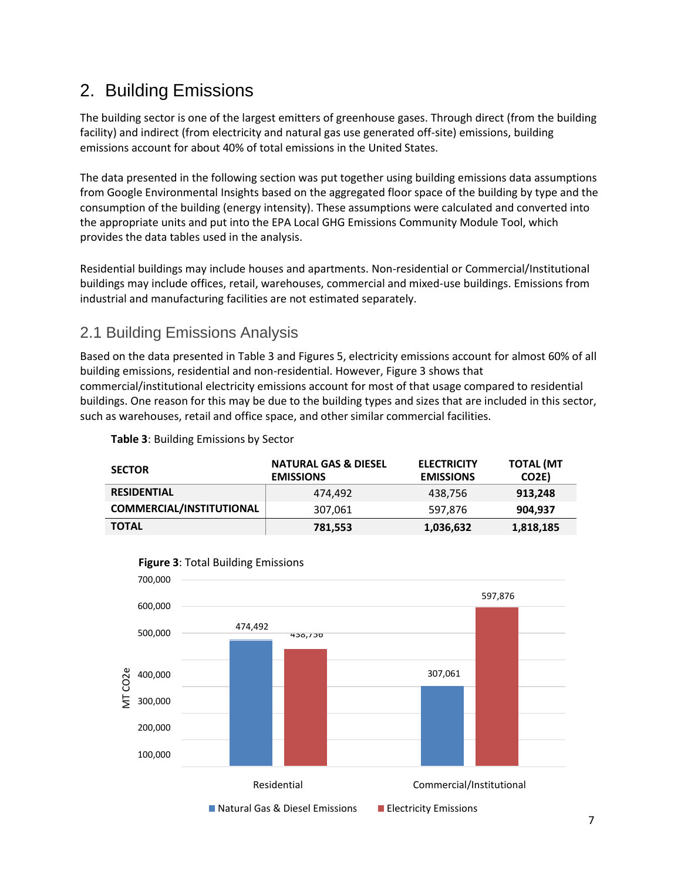## 2. Building Emissions

The building sector is one of the largest emitters of greenhouse gases. Through direct (from the building facility) and indirect (from electricity and natural gas use generated off-site) emissions, building emissions account for about 40% of total emissions in the United States.

The data presented in the following section was put together using building emissions data assumptions from Google Environmental Insights based on the aggregated floor space of the building by type and the consumption of the building (energy intensity). These assumptions were calculated and converted into the appropriate units and put into the EPA Local GHG Emissions Community Module Tool, which provides the data tables used in the analysis.

Residential buildings may include houses and apartments. Non-residential or Commercial/Institutional buildings may include offices, retail, warehouses, commercial and mixed-use buildings. Emissions from industrial and manufacturing facilities are not estimated separately.

### 2.1 Building Emissions Analysis

Based on the data presented in Table 3 and Figures 5, electricity emissions account for almost 60% of all building emissions, residential and non-residential. However, Figure 3 shows that commercial/institutional electricity emissions account for most of that usage compared to residential buildings. One reason for this may be due to the building types and sizes that are included in this sector, such as warehouses, retail and office space, and other similar commercial facilities.

**Table 3**: Building Emissions by Sector

| SECTOR | NATURAL GAS & DIESEL EMISSIONS | ELECTRICITY EMISSIONS | TOTAL (MT CO2E) |
|---|---|---|---|
| **RESIDENTIAL** | 474,492 | 438,756 | **913,248** |
| **COMMERCIAL/INSTITUTIONAL** | 307,061 | 597,876 | **904,937** |
| **TOTAL** | **781,553** | **1,036,632** | **1,818,185** |

**Figure 3**: Total Building Emissions

| | Natural Gas & Diesel Emissions | Electricity Emissions |
|---|---|---|
| Residential | 474,492 | 438,756 |
| Commercial/Institutional | 307,061 | 597,876 |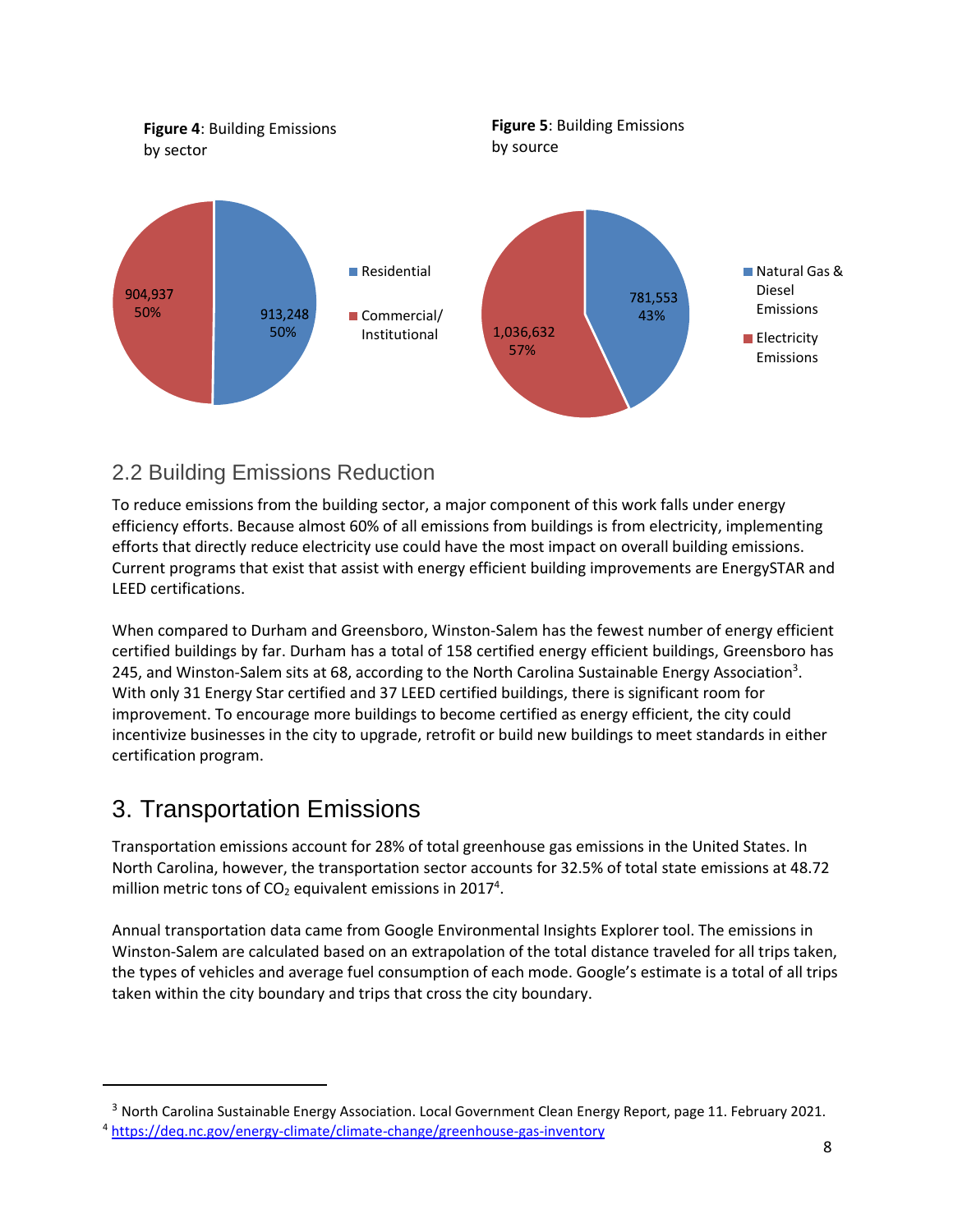**Figure 4**: Building Emissions by sector

- Residential: 913,248 (50%)
- Commercial/Institutional: 904,937 (50%)

**Figure 5**: Building Emissions by source

- Natural Gas & Diesel Emissions: 781,553 (43%)
- Electricity Emissions: 1,036,632 (57%)

## 2.2 Building Emissions Reduction

To reduce emissions from the building sector, a major component of this work falls under energy efficiency efforts. Because almost 60% of all emissions from buildings is from electricity, implementing efforts that directly reduce electricity use could have the most impact on overall building emissions. Current programs that exist that assist with energy efficient building improvements are EnergySTAR and LEED certifications.

When compared to Durham and Greensboro, Winston-Salem has the fewest number of energy efficient certified buildings by far. Durham has a total of 158 certified energy efficient buildings, Greensboro has 245, and Winston-Salem sits at 68, according to the North Carolina Sustainable Energy Association[3]. With only 31 Energy Star certified and 37 LEED certified buildings, there is significant room for improvement. To encourage more buildings to become certified as energy efficient, the city could incentivize businesses in the city to upgrade, retrofit or build new buildings to meet standards in either certification program.

# 3. Transportation Emissions

Transportation emissions account for 28% of total greenhouse gas emissions in the United States. In North Carolina, however, the transportation sector accounts for 32.5% of total state emissions at 48.72 million metric tons of $CO_2$ equivalent emissions in 2017[4].

Annual transportation data came from Google Environmental Insights Explorer tool. The emissions in Winston-Salem are calculated based on an extrapolation of the total distance traveled for all trips taken, the types of vehicles and average fuel consumption of each mode. Google's estimate is a total of all trips taken within the city boundary and trips that cross the city boundary.

---

[3] North Carolina Sustainable Energy Association. Local Government Clean Energy Report, page 11. February 2021.

[4] https://deq.nc.gov/energy-climate/climate-change/greenhouse-gas-inventory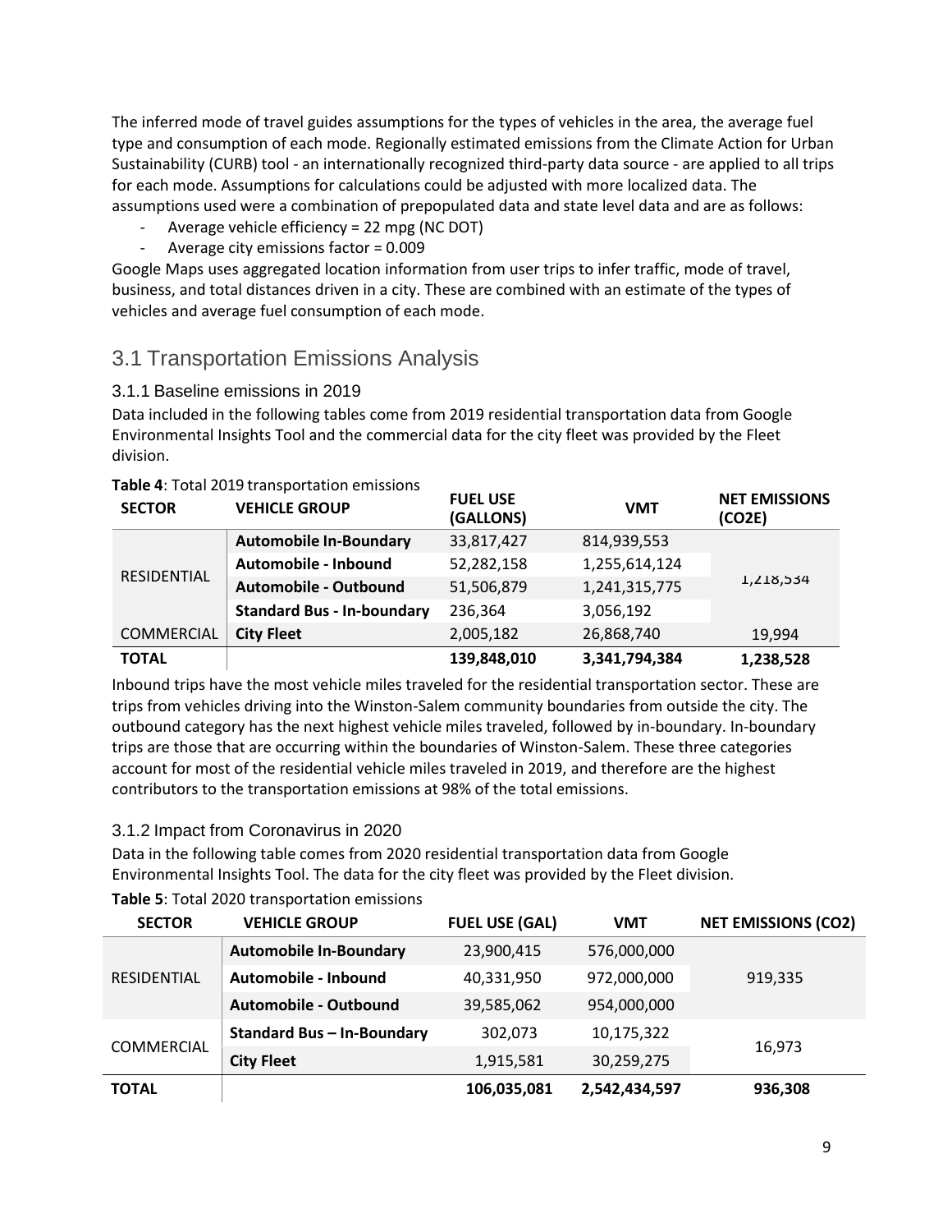The inferred mode of travel guides assumptions for the types of vehicles in the area, the average fuel type and consumption of each mode. Regionally estimated emissions from the Climate Action for Urban Sustainability (CURB) tool - an internationally recognized third-party data source - are applied to all trips for each mode. Assumptions for calculations could be adjusted with more localized data. The assumptions used were a combination of prepopulated data and state level data and are as follows:

- Average vehicle efficiency = 22 mpg (NC DOT)
- Average city emissions factor = 0.009

Google Maps uses aggregated location information from user trips to infer traffic, mode of travel, business, and total distances driven in a city. These are combined with an estimate of the types of vehicles and average fuel consumption of each mode.

## 3.1 Transportation Emissions Analysis

### 3.1.1 Baseline emissions in 2019

Data included in the following tables come from 2019 residential transportation data from Google Environmental Insights Tool and the commercial data for the city fleet was provided by the Fleet division.

**Table 4**: Total 2019 transportation emissions

| SECTOR | VEHICLE GROUP | FUEL USE (GALLONS) | VMT | NET EMISSIONS (CO2E) |
|---|---|---|---|---|
| RESIDENTIAL | **Automobile In-Boundary** | 33,817,427 | 814,939,553 | 1,218,534 |
| | **Automobile - Inbound** | 52,282,158 | 1,255,614,124 | |
| | **Automobile - Outbound** | 51,506,879 | 1,241,315,775 | |
| | **Standard Bus - In-boundary** | 236,364 | 3,056,192 | |
| COMMERCIAL | **City Fleet** | 2,005,182 | 26,868,740 | 19,994 |
| **TOTAL** | | **139,848,010** | **3,341,794,384** | **1,238,528** |

Inbound trips have the most vehicle miles traveled for the residential transportation sector. These are trips from vehicles driving into the Winston-Salem community boundaries from outside the city. The outbound category has the next highest vehicle miles traveled, followed by in-boundary. In-boundary trips are those that are occurring within the boundaries of Winston-Salem. These three categories account for most of the residential vehicle miles traveled in 2019, and therefore are the highest contributors to the transportation emissions at 98% of the total emissions.

### 3.1.2 Impact from Coronavirus in 2020

Data in the following table comes from 2020 residential transportation data from Google Environmental Insights Tool. The data for the city fleet was provided by the Fleet division.

**Table 5**: Total 2020 transportation emissions

| SECTOR | VEHICLE GROUP | FUEL USE (GAL) | VMT | NET EMISSIONS (CO2) |
|---|---|---|---|---|
| RESIDENTIAL | **Automobile In-Boundary** | 23,900,415 | 576,000,000 | 919,335 |
| | **Automobile - Inbound** | 40,331,950 | 972,000,000 | |
| | **Automobile - Outbound** | 39,585,062 | 954,000,000 | |
| COMMERCIAL | **Standard Bus – In-Boundary** | 302,073 | 10,175,322 | 16,973 |
| | **City Fleet** | 1,915,581 | 30,259,275 | |
| **TOTAL** | | **106,035,081** | **2,542,434,597** | **936,308** |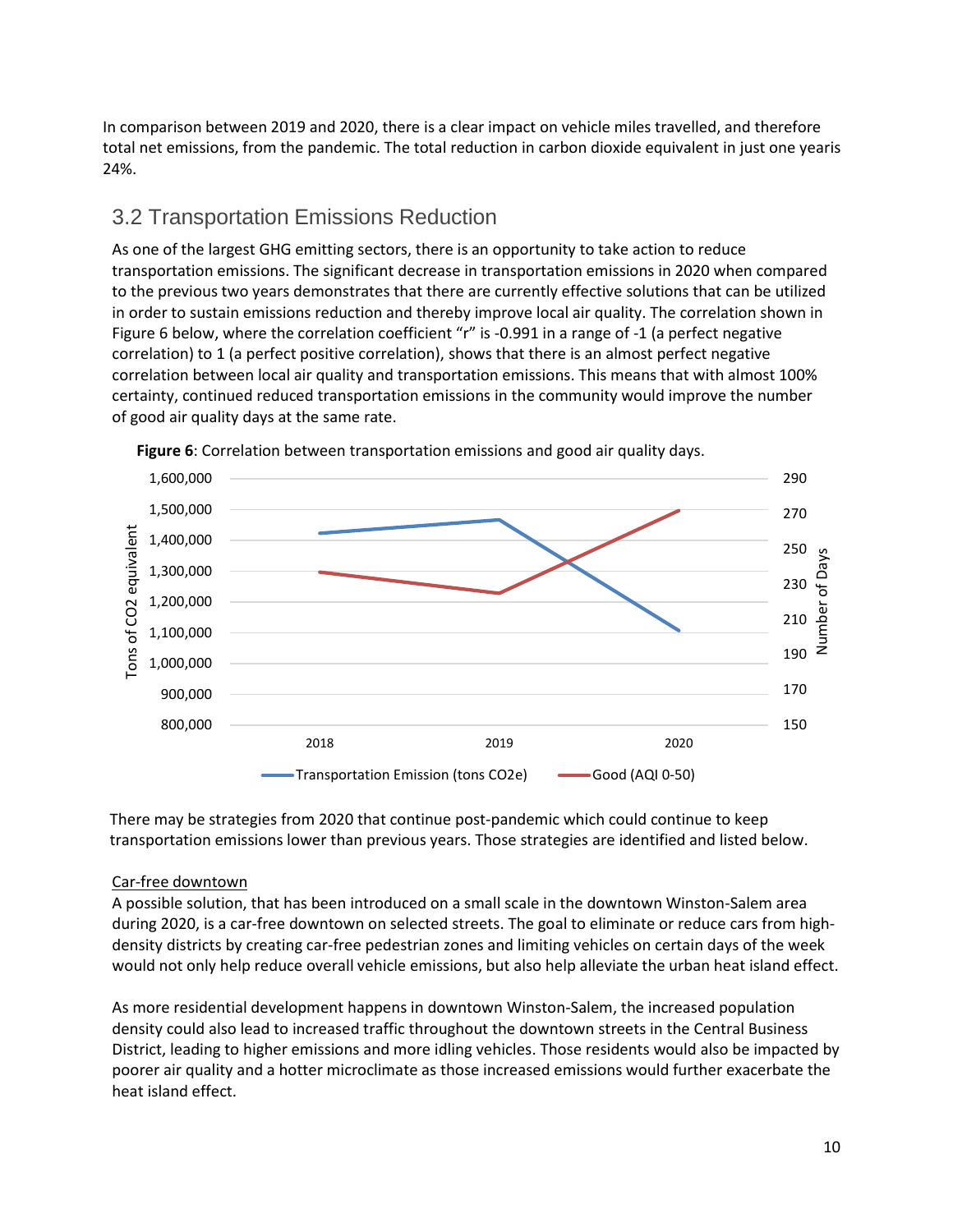In comparison between 2019 and 2020, there is a clear impact on vehicle miles travelled, and therefore total net emissions, from the pandemic. The total reduction in carbon dioxide equivalent in just one yearis 24%.

## 3.2 Transportation Emissions Reduction

As one of the largest GHG emitting sectors, there is an opportunity to take action to reduce transportation emissions. The significant decrease in transportation emissions in 2020 when compared to the previous two years demonstrates that there are currently effective solutions that can be utilized in order to sustain emissions reduction and thereby improve local air quality. The correlation shown in Figure 6 below, where the correlation coefficient "r" is -0.991 in a range of -1 (a perfect negative correlation) to 1 (a perfect positive correlation), shows that there is an almost perfect negative correlation between local air quality and transportation emissions. This means that with almost 100% certainty, continued reduced transportation emissions in the community would improve the number of good air quality days at the same rate.

**Figure 6**: Correlation between transportation emissions and good air quality days.

There may be strategies from 2020 that continue post-pandemic which could continue to keep transportation emissions lower than previous years. Those strategies are identified and listed below.

Car-free downtown

A possible solution, that has been introduced on a small scale in the downtown Winston-Salem area during 2020, is a car-free downtown on selected streets. The goal to eliminate or reduce cars from high-density districts by creating car-free pedestrian zones and limiting vehicles on certain days of the week would not only help reduce overall vehicle emissions, but also help alleviate the urban heat island effect.

As more residential development happens in downtown Winston-Salem, the increased population density could also lead to increased traffic throughout the downtown streets in the Central Business District, leading to higher emissions and more idling vehicles. Those residents would also be impacted by poorer air quality and a hotter microclimate as those increased emissions would further exacerbate the heat island effect.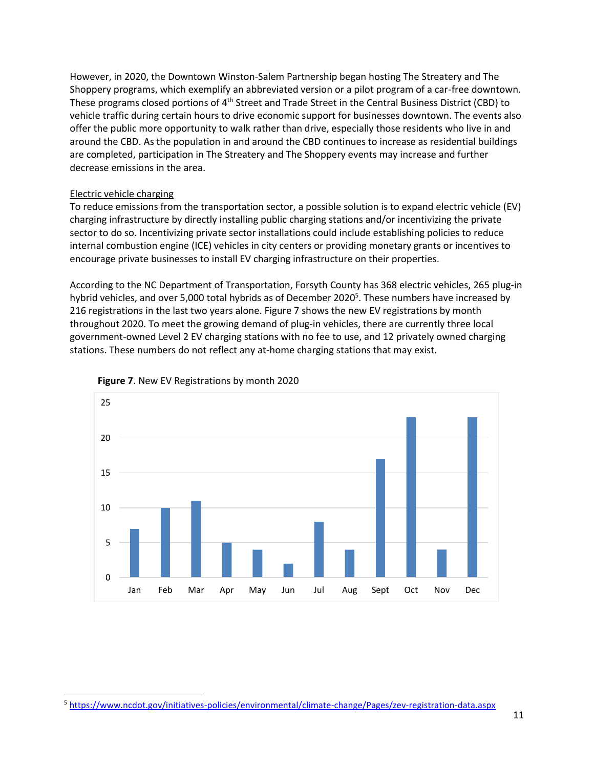However, in 2020, the Downtown Winston-Salem Partnership began hosting The Streatery and The Shoppery programs, which exemplify an abbreviated version or a pilot program of a car-free downtown. These programs closed portions of 4th Street and Trade Street in the Central Business District (CBD) to vehicle traffic during certain hours to drive economic support for businesses downtown. The events also offer the public more opportunity to walk rather than drive, especially those residents who live in and around the CBD. As the population in and around the CBD continues to increase as residential buildings are completed, participation in The Streatery and The Shoppery events may increase and further decrease emissions in the area.

<u>Electric vehicle charging</u>

To reduce emissions from the transportation sector, a possible solution is to expand electric vehicle (EV) charging infrastructure by directly installing public charging stations and/or incentivizing the private sector to do so. Incentivizing private sector installations could include establishing policies to reduce internal combustion engine (ICE) vehicles in city centers or providing monetary grants or incentives to encourage private businesses to install EV charging infrastructure on their properties.

According to the NC Department of Transportation, Forsyth County has 368 electric vehicles, 265 plug-in hybrid vehicles, and over 5,000 total hybrids as of December 2020[5]. These numbers have increased by 216 registrations in the last two years alone. Figure 7 shows the new EV registrations by month throughout 2020. To meet the growing demand of plug-in vehicles, there are currently three local government-owned Level 2 EV charging stations with no fee to use, and 12 privately owned charging stations. These numbers do not reflect any at-home charging stations that may exist.

**Figure 7**. New EV Registrations by month 2020

| Month | New EV Registrations |
|---|---|
| Jan | 7 |
| Feb | 10 |
| Mar | 11 |
| Apr | 5 |
| May | 4 |
| Jun | 2 |
| Jul | 8 |
| Aug | 4 |
| Sept | 17 |
| Oct | 23 |
| Nov | 4 |
| Dec | 23 |

[5] https://www.ncdot.gov/initiatives-policies/environmental/climate-change/Pages/zev-registration-data.aspx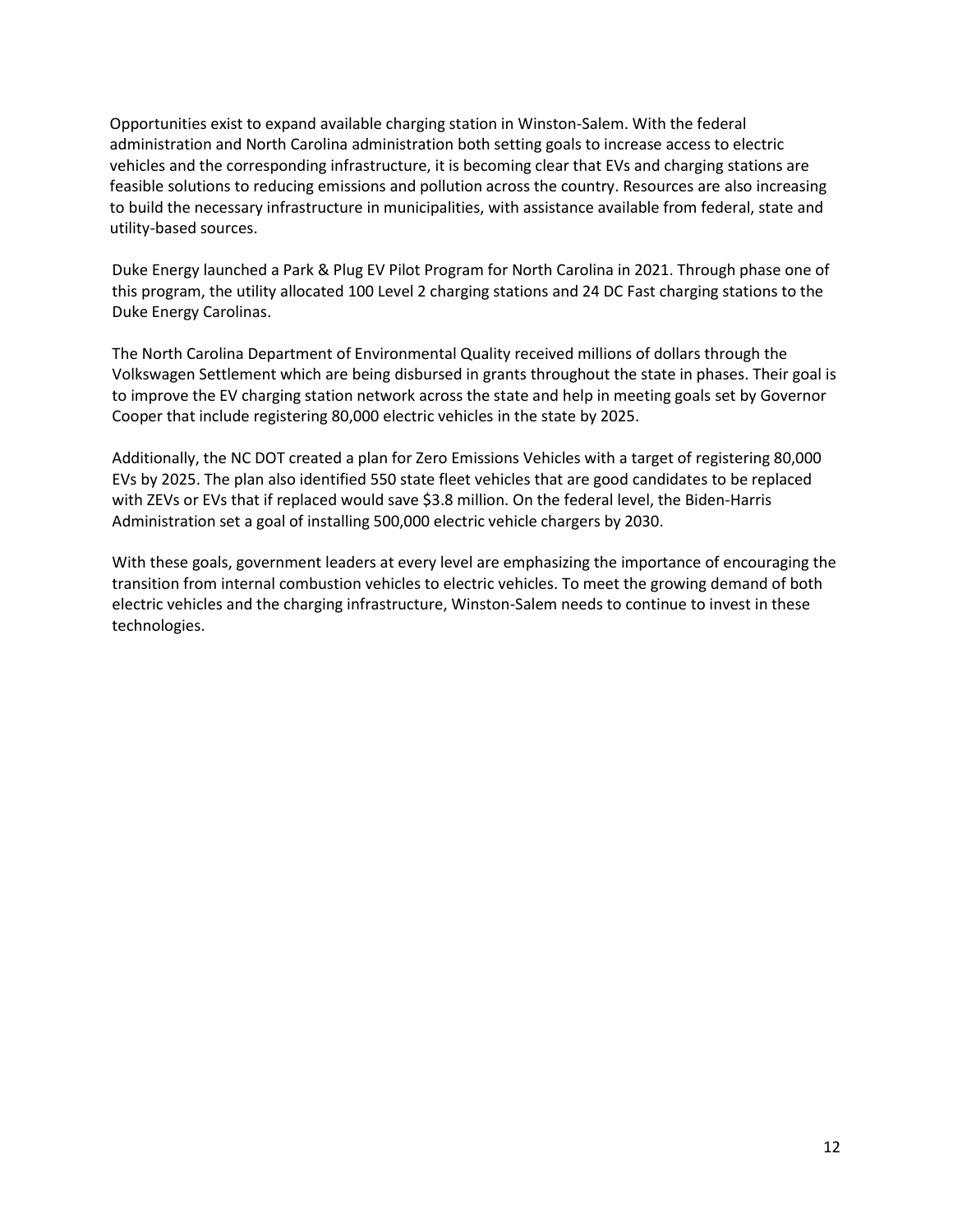Opportunities exist to expand available charging station in Winston-Salem. With the federal administration and North Carolina administration both setting goals to increase access to electric vehicles and the corresponding infrastructure, it is becoming clear that EVs and charging stations are feasible solutions to reducing emissions and pollution across the country. Resources are also increasing to build the necessary infrastructure in municipalities, with assistance available from federal, state and utility-based sources.

Duke Energy launched a Park & Plug EV Pilot Program for North Carolina in 2021. Through phase one of this program, the utility allocated 100 Level 2 charging stations and 24 DC Fast charging stations to the Duke Energy Carolinas.

The North Carolina Department of Environmental Quality received millions of dollars through the Volkswagen Settlement which are being disbursed in grants throughout the state in phases. Their goal is to improve the EV charging station network across the state and help in meeting goals set by Governor Cooper that include registering 80,000 electric vehicles in the state by 2025.

Additionally, the NC DOT created a plan for Zero Emissions Vehicles with a target of registering 80,000 EVs by 2025. The plan also identified 550 state fleet vehicles that are good candidates to be replaced with ZEVs or EVs that if replaced would save $3.8 million. On the federal level, the Biden-Harris Administration set a goal of installing 500,000 electric vehicle chargers by 2030.

With these goals, government leaders at every level are emphasizing the importance of encouraging the transition from internal combustion vehicles to electric vehicles. To meet the growing demand of both electric vehicles and the charging infrastructure, Winston-Salem needs to continue to invest in these technologies.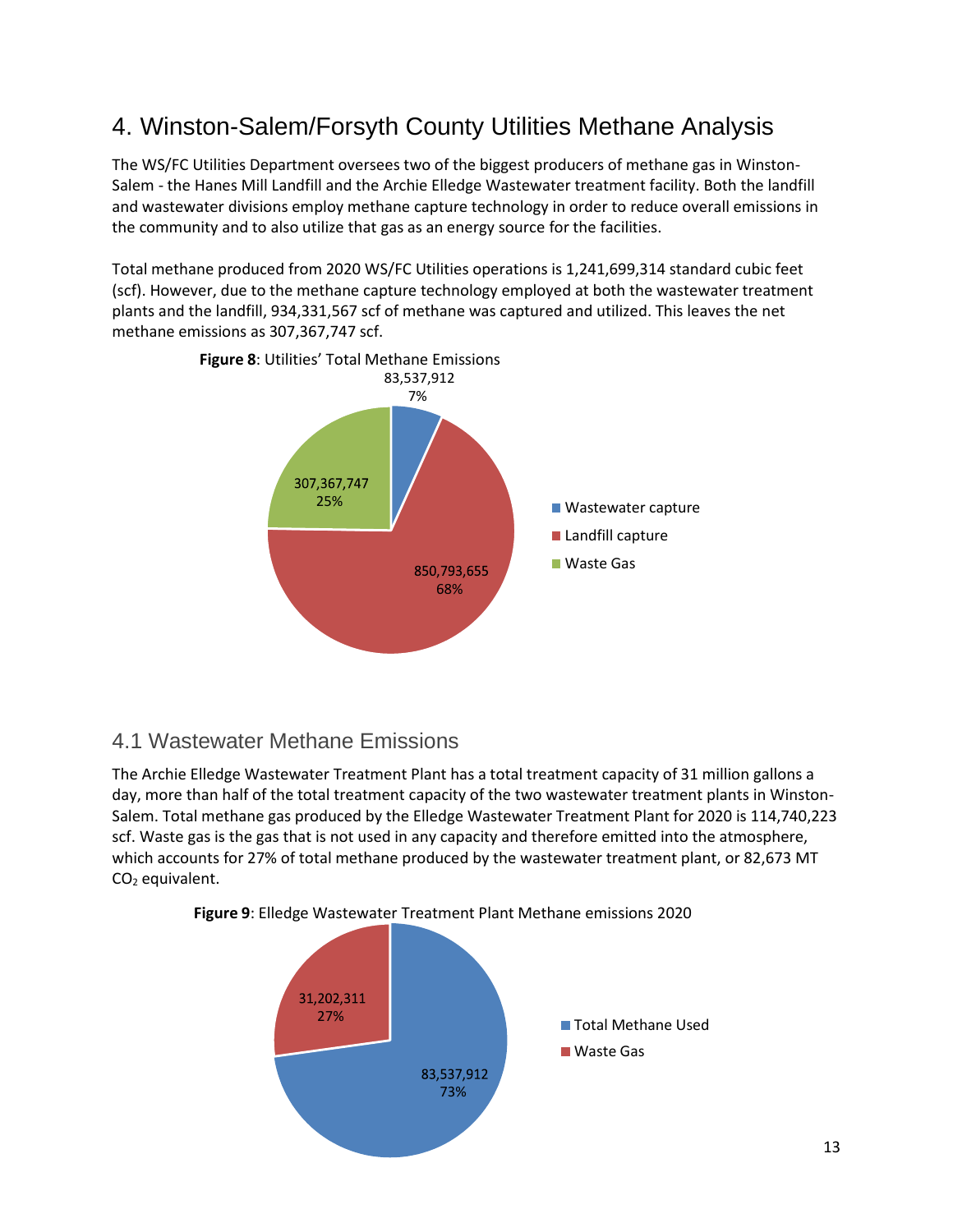# 4. Winston-Salem/Forsyth County Utilities Methane Analysis

The WS/FC Utilities Department oversees two of the biggest producers of methane gas in Winston-Salem - the Hanes Mill Landfill and the Archie Elledge Wastewater treatment facility. Both the landfill and wastewater divisions employ methane capture technology in order to reduce overall emissions in the community and to also utilize that gas as an energy source for the facilities.

Total methane produced from 2020 WS/FC Utilities operations is 1,241,699,314 standard cubic feet (scf). However, due to the methane capture technology employed at both the wastewater treatment plants and the landfill, 934,331,567 scf of methane was captured and utilized. This leaves the net methane emissions as 307,367,747 scf.

**Figure 8**: Utilities' Total Methane Emissions

| Category | scf | Percent |
|---|---|---|
| Wastewater capture | 83,537,912 | 7% |
| Landfill capture | 850,793,655 | 68% |
| Waste Gas | 307,367,747 | 25% |

## 4.1 Wastewater Methane Emissions

The Archie Elledge Wastewater Treatment Plant has a total treatment capacity of 31 million gallons a day, more than half of the total treatment capacity of the two wastewater treatment plants in Winston-Salem. Total methane gas produced by the Elledge Wastewater Treatment Plant for 2020 is 114,740,223 scf. Waste gas is the gas that is not used in any capacity and therefore emitted into the atmosphere, which accounts for 27% of total methane produced by the wastewater treatment plant, or 82,673 MT $CO_2$ equivalent.

**Figure 9**: Elledge Wastewater Treatment Plant Methane emissions 2020

| Category | scf | Percent |
|---|---|---|
| Total Methane Used | 83,537,912 | 73% |
| Waste Gas | 31,202,311 | 27% |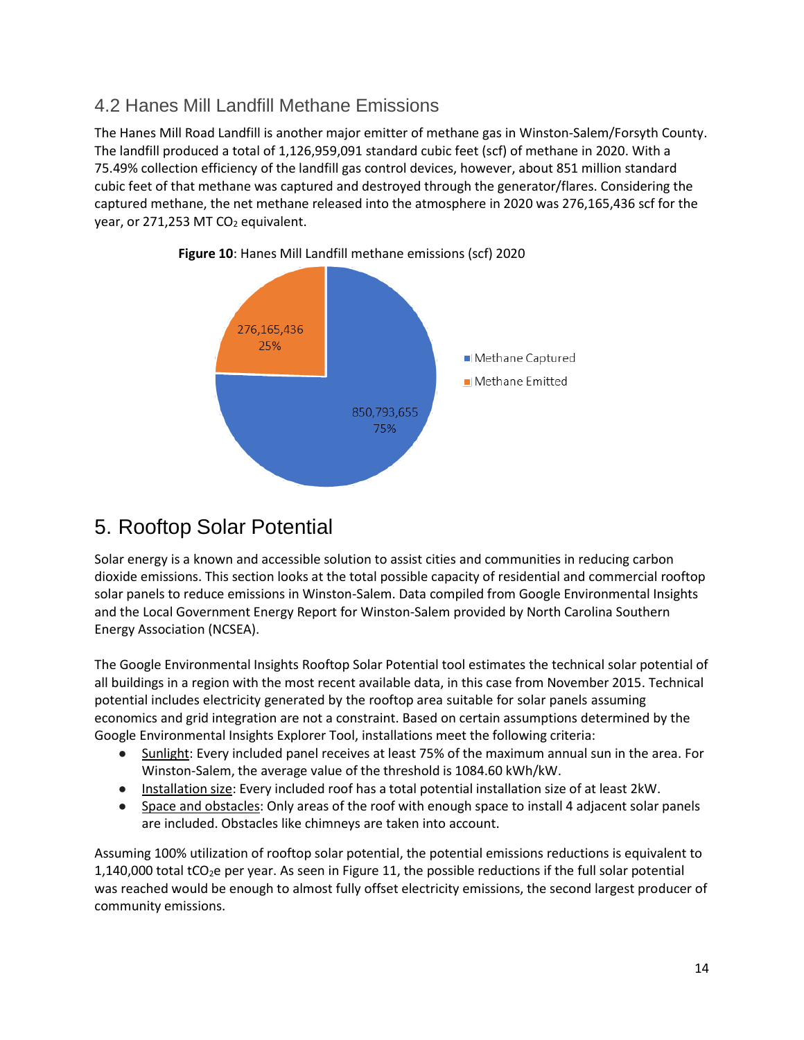## 4.2 Hanes Mill Landfill Methane Emissions

The Hanes Mill Road Landfill is another major emitter of methane gas in Winston-Salem/Forsyth County. The landfill produced a total of 1,126,959,091 standard cubic feet (scf) of methane in 2020. With a 75.49% collection efficiency of the landfill gas control devices, however, about 851 million standard cubic feet of that methane was captured and destroyed through the generator/flares. Considering the captured methane, the net methane released into the atmosphere in 2020 was 276,165,436 scf for the year, or 271,253 MT $CO_2$ equivalent.

**Figure 10**: Hanes Mill Landfill methane emissions (scf) 2020

| | scf | % |
|---|---|---|
| Methane Captured | 850,793,655 | 75% |
| Methane Emitted | 276,165,436 | 25% |

# 5. Rooftop Solar Potential

Solar energy is a known and accessible solution to assist cities and communities in reducing carbon dioxide emissions. This section looks at the total possible capacity of residential and commercial rooftop solar panels to reduce emissions in Winston-Salem. Data compiled from Google Environmental Insights and the Local Government Energy Report for Winston-Salem provided by North Carolina Southern Energy Association (NCSEA).

The Google Environmental Insights Rooftop Solar Potential tool estimates the technical solar potential of all buildings in a region with the most recent available data, in this case from November 2015. Technical potential includes electricity generated by the rooftop area suitable for solar panels assuming economics and grid integration are not a constraint. Based on certain assumptions determined by the Google Environmental Insights Explorer Tool, installations meet the following criteria:

- Sunlight: Every included panel receives at least 75% of the maximum annual sun in the area. For Winston-Salem, the average value of the threshold is 1084.60 kWh/kW.
- Installation size: Every included roof has a total potential installation size of at least 2kW.
- Space and obstacles: Only areas of the roof with enough space to install 4 adjacent solar panels are included. Obstacles like chimneys are taken into account.

Assuming 100% utilization of rooftop solar potential, the potential emissions reductions is equivalent to 1,140,000 total $tCO_2e$ per year. As seen in Figure 11, the possible reductions if the full solar potential was reached would be enough to almost fully offset electricity emissions, the second largest producer of community emissions.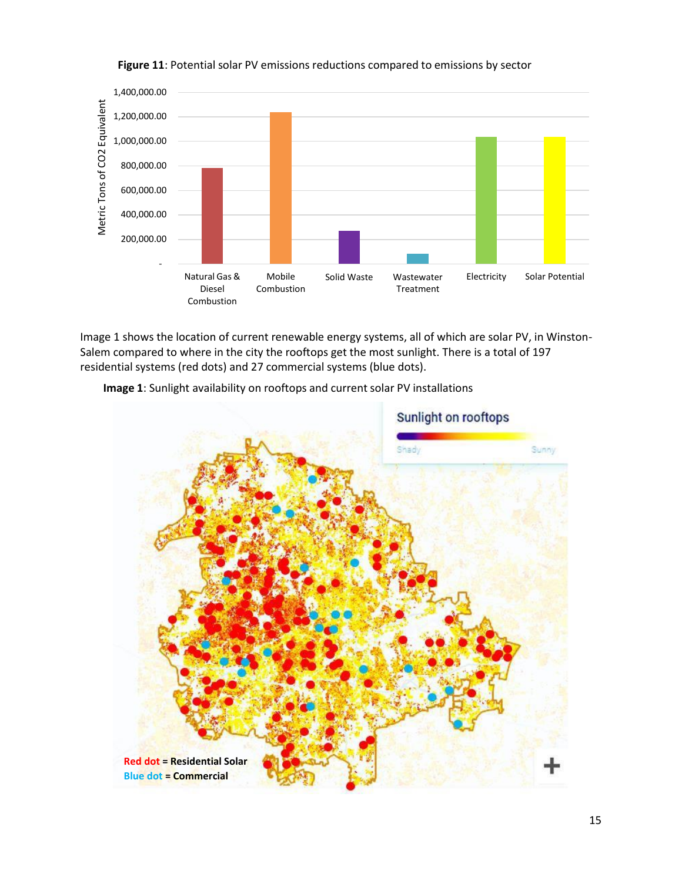**Figure 11**: Potential solar PV emissions reductions compared to emissions by sector

Image 1 shows the location of current renewable energy systems, all of which are solar PV, in Winston-Salem compared to where in the city the rooftops get the most sunlight. There is a total of 197 residential systems (red dots) and 27 commercial systems (blue dots).

**Image 1**: Sunlight availability on rooftops and current solar PV installations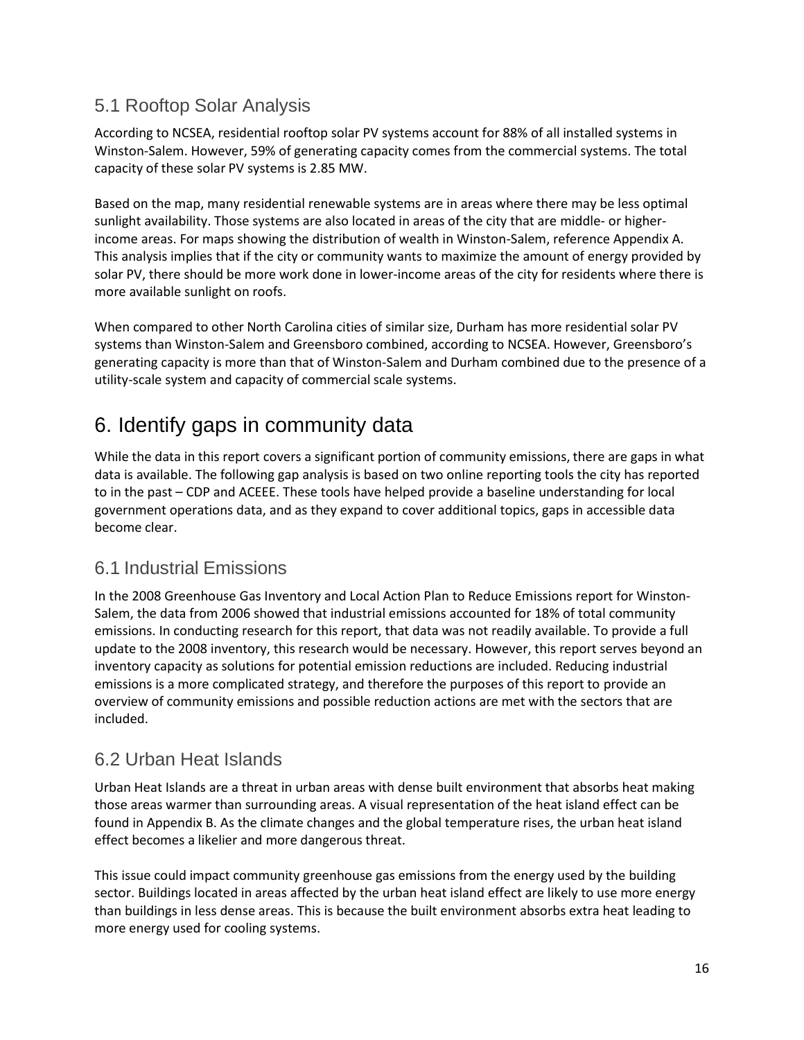## 5.1 Rooftop Solar Analysis

According to NCSEA, residential rooftop solar PV systems account for 88% of all installed systems in Winston-Salem. However, 59% of generating capacity comes from the commercial systems. The total capacity of these solar PV systems is 2.85 MW.

Based on the map, many residential renewable systems are in areas where there may be less optimal sunlight availability. Those systems are also located in areas of the city that are middle- or higher-income areas. For maps showing the distribution of wealth in Winston-Salem, reference Appendix A. This analysis implies that if the city or community wants to maximize the amount of energy provided by solar PV, there should be more work done in lower-income areas of the city for residents where there is more available sunlight on roofs.

When compared to other North Carolina cities of similar size, Durham has more residential solar PV systems than Winston-Salem and Greensboro combined, according to NCSEA. However, Greensboro's generating capacity is more than that of Winston-Salem and Durham combined due to the presence of a utility-scale system and capacity of commercial scale systems.

# 6. Identify gaps in community data

While the data in this report covers a significant portion of community emissions, there are gaps in what data is available. The following gap analysis is based on two online reporting tools the city has reported to in the past – CDP and ACEEE. These tools have helped provide a baseline understanding for local government operations data, and as they expand to cover additional topics, gaps in accessible data become clear.

## 6.1 Industrial Emissions

In the 2008 Greenhouse Gas Inventory and Local Action Plan to Reduce Emissions report for Winston-Salem, the data from 2006 showed that industrial emissions accounted for 18% of total community emissions. In conducting research for this report, that data was not readily available. To provide a full update to the 2008 inventory, this research would be necessary. However, this report serves beyond an inventory capacity as solutions for potential emission reductions are included. Reducing industrial emissions is a more complicated strategy, and therefore the purposes of this report to provide an overview of community emissions and possible reduction actions are met with the sectors that are included.

## 6.2 Urban Heat Islands

Urban Heat Islands are a threat in urban areas with dense built environment that absorbs heat making those areas warmer than surrounding areas. A visual representation of the heat island effect can be found in Appendix B. As the climate changes and the global temperature rises, the urban heat island effect becomes a likelier and more dangerous threat.

This issue could impact community greenhouse gas emissions from the energy used by the building sector. Buildings located in areas affected by the urban heat island effect are likely to use more energy than buildings in less dense areas. This is because the built environment absorbs extra heat leading to more energy used for cooling systems.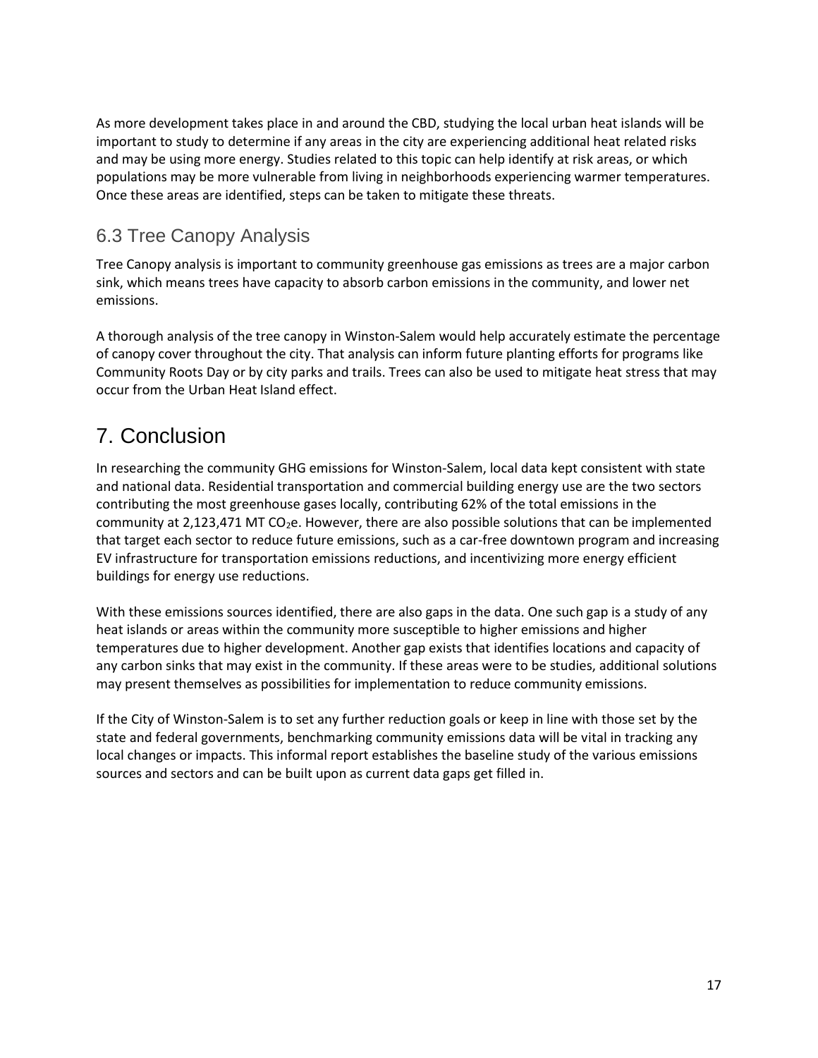As more development takes place in and around the CBD, studying the local urban heat islands will be important to study to determine if any areas in the city are experiencing additional heat related risks and may be using more energy. Studies related to this topic can help identify at risk areas, or which populations may be more vulnerable from living in neighborhoods experiencing warmer temperatures. Once these areas are identified, steps can be taken to mitigate these threats.

## 6.3 Tree Canopy Analysis

Tree Canopy analysis is important to community greenhouse gas emissions as trees are a major carbon sink, which means trees have capacity to absorb carbon emissions in the community, and lower net emissions.

A thorough analysis of the tree canopy in Winston-Salem would help accurately estimate the percentage of canopy cover throughout the city. That analysis can inform future planting efforts for programs like Community Roots Day or by city parks and trails. Trees can also be used to mitigate heat stress that may occur from the Urban Heat Island effect.

# 7. Conclusion

In researching the community GHG emissions for Winston-Salem, local data kept consistent with state and national data. Residential transportation and commercial building energy use are the two sectors contributing the most greenhouse gases locally, contributing 62% of the total emissions in the community at 2,123,471 MT $CO_2e$. However, there are also possible solutions that can be implemented that target each sector to reduce future emissions, such as a car-free downtown program and increasing EV infrastructure for transportation emissions reductions, and incentivizing more energy efficient buildings for energy use reductions.

With these emissions sources identified, there are also gaps in the data. One such gap is a study of any heat islands or areas within the community more susceptible to higher emissions and higher temperatures due to higher development. Another gap exists that identifies locations and capacity of any carbon sinks that may exist in the community. If these areas were to be studies, additional solutions may present themselves as possibilities for implementation to reduce community emissions.

If the City of Winston-Salem is to set any further reduction goals or keep in line with those set by the state and federal governments, benchmarking community emissions data will be vital in tracking any local changes or impacts. This informal report establishes the baseline study of the various emissions sources and sectors and can be built upon as current data gaps get filled in.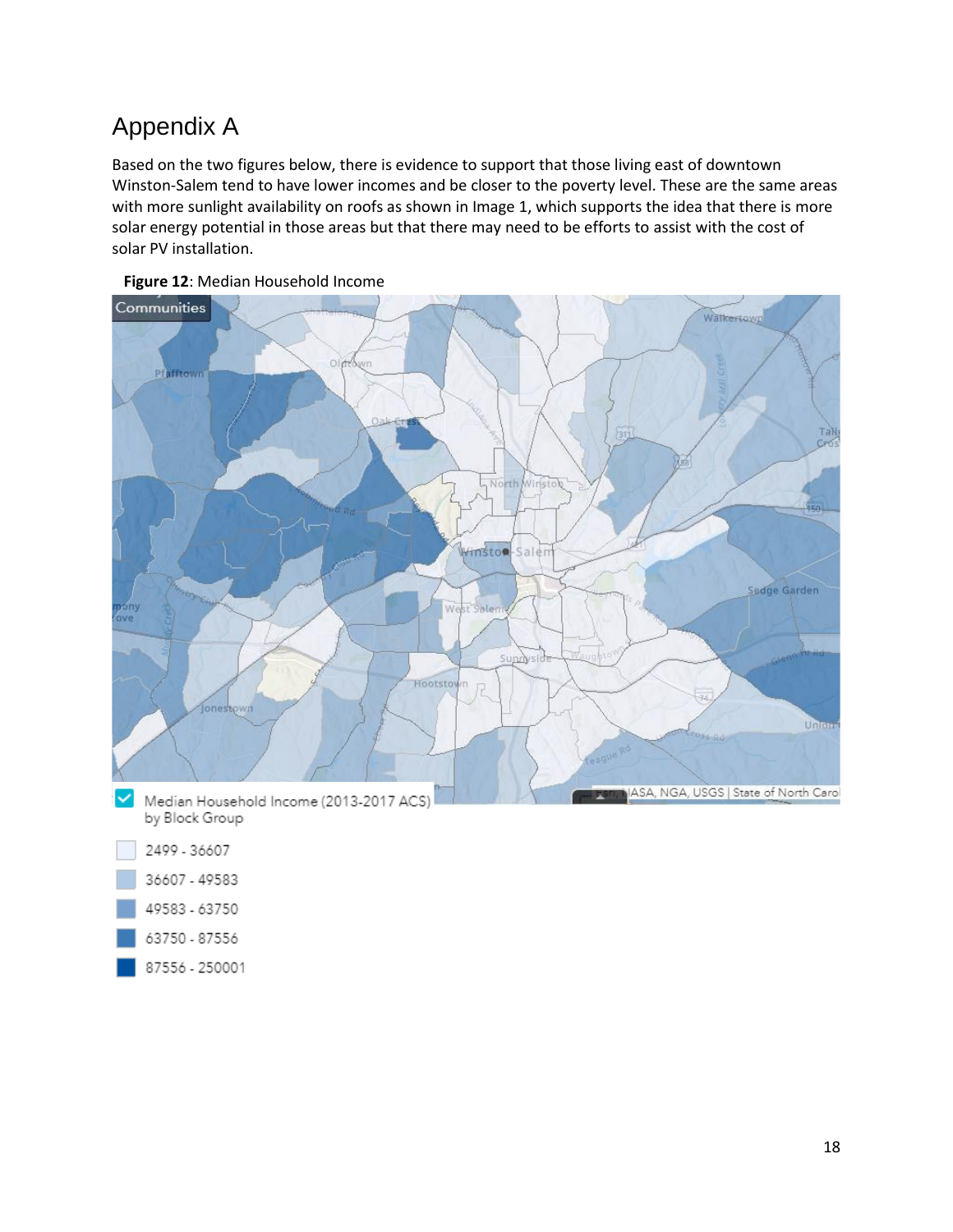# Appendix A

Based on the two figures below, there is evidence to support that those living east of downtown Winston-Salem tend to have lower incomes and be closer to the poverty level. These are the same areas with more sunlight availability on roofs as shown in Image 1, which supports the idea that there is more solar energy potential in those areas but that there may need to be efforts to assist with the cost of solar PV installation.

**Figure 12**: Median Household Income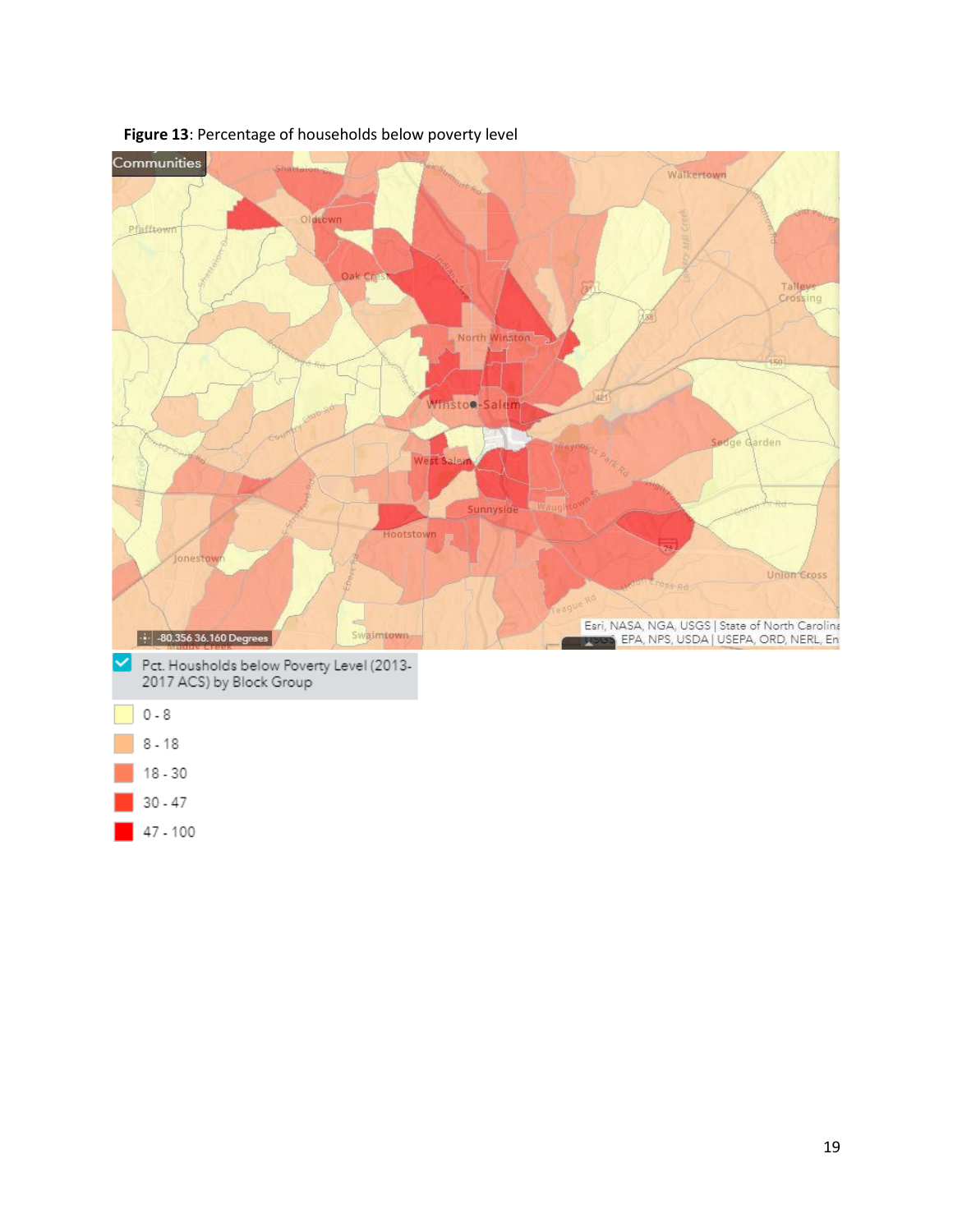**Figure 13**: Percentage of households below poverty level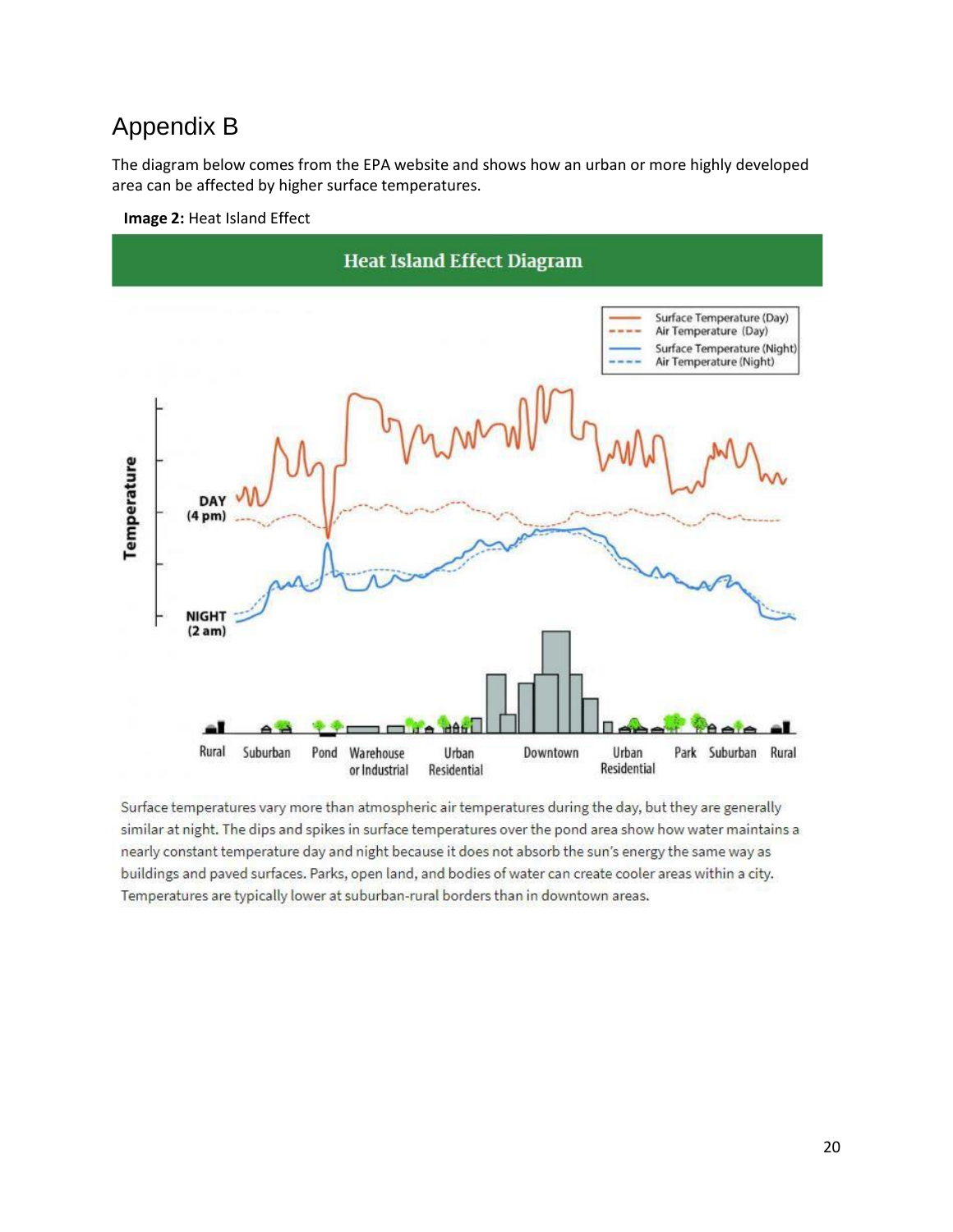# Appendix B

The diagram below comes from the EPA website and shows how an urban or more highly developed area can be affected by higher surface temperatures.

**Image 2:** Heat Island Effect

**Heat Island Effect Diagram**

Surface Temperature (Day)
Air Temperature (Day)
Surface Temperature (Night)
Air Temperature (Night)

Temperature

DAY (4 pm)

NIGHT (2 am)

Rural
Suburban
Pond
Warehouse or Industrial
Urban Residential
Downtown
Urban Residential
Park
Suburban
Rural

Surface temperatures vary more than atmospheric air temperatures during the day, but they are generally similar at night. The dips and spikes in surface temperatures over the pond area show how water maintains a nearly constant temperature day and night because it does not absorb the sun's energy the same way as buildings and paved surfaces. Parks, open land, and bodies of water can create cooler areas within a city. Temperatures are typically lower at suburban-rural borders than in downtown areas.